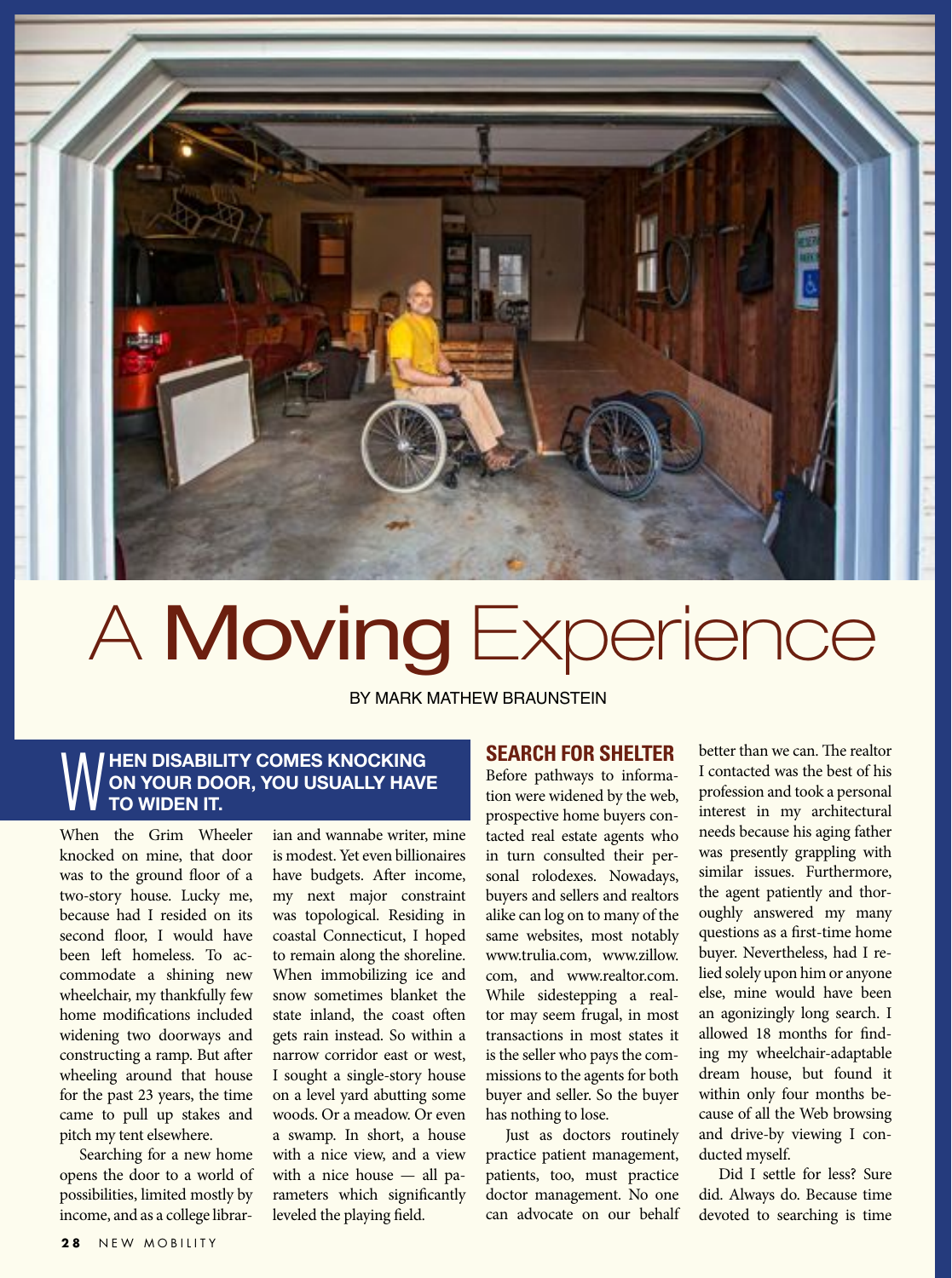# A **Moving** Experience

BY MARK MATHEW BRAUNSTEIN

**WHEN DISABILITY COMES KNOCKING ON YOUR DOOR, YOU USUALLY HAVE TO WIDEN IT.**

When the Grim Wheeler knocked on mine, that door was to the ground floor of a two-story house. Lucky me, because had I resided on its second floor, I would have been left homeless. To accommodate a shining new wheelchair, my thankfully few home modifications included widening two doorways and constructing a ramp. But after wheeling around that house for the past 23 years, the time came to pull up stakes and pitch my tent elsewhere.

Searching for a new home opens the door to a world of possibilities, limited mostly by income, and as a college librarian and wannabe writer, mine is modest. Yet even billionaires have budgets. After income, my next major constraint was topological. Residing in coastal Connecticut, I hoped to remain along the shoreline. When immobilizing ice and snow sometimes blanket the state inland, the coast often gets rain instead. So within a narrow corridor east or west, I sought a single-story house on a level yard abutting some woods. Or a meadow. Or even a swamp. In short, a house with a nice view, and a view with a nice house — all parameters which significantly leveled the playing field.

## SEARCH FOR SHELTER

Before pathways to information were widened by the web, prospective home buyers contacted real estate agents who in turn consulted their personal rolodexes. Nowadays, buyers and sellers and realtors alike can log on to many of the same websites, most notably www.trulia.com, www.zillow.com, and www.realtor.com. While sidestepping a realtor may seem frugal, in most transactions in most states it is the seller who pays the commissions to the agents for both buyer and seller. So the buyer has nothing to lose.

Just as doctors routinely practice patient management, patients, too, must practice doctor management. No one can advocate on our behalf better than we can. The realtor I contacted was the best of his profession and took a personal interest in my architectural needs because his aging father was presently grappling with similar issues. Furthermore, the agent patiently and thoroughly answered my many questions as a first-time home buyer. Nevertheless, had I relied solely upon him or anyone else, mine would have been an agonizingly long search. I allowed 18 months for finding my wheelchair-adaptable dream house, but found it within only four months because of all the Web browsing and drive-by viewing I conducted myself.

Did I settle for less? Sure did. Always do. Because time devoted to searching is time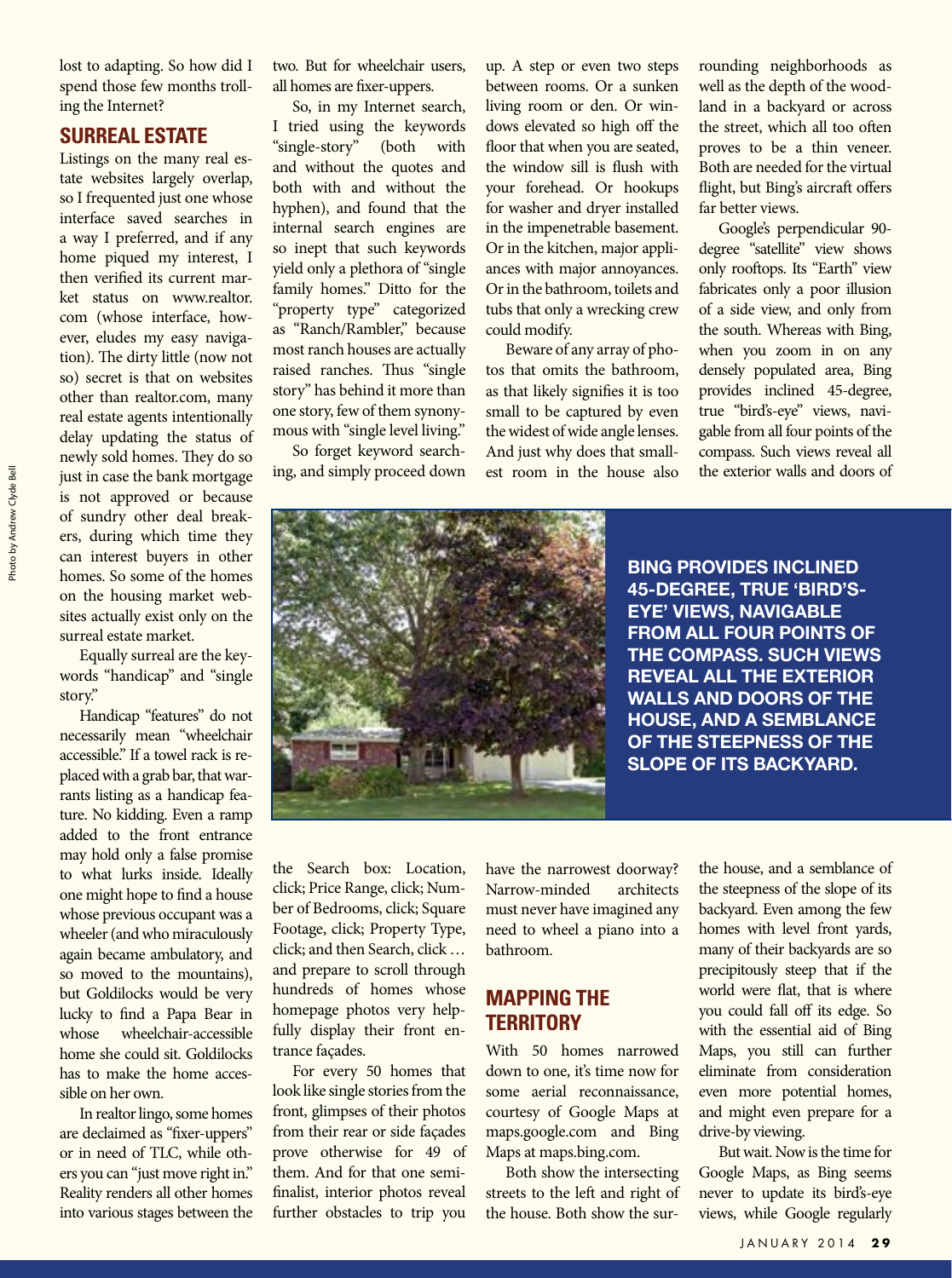lost to adapting. So how did I spend those few months trolling the Internet?

## SURREAL ESTATE

Listings on the many real estate websites largely overlap, so I frequented just one whose interface saved searches in a way I preferred, and if any home piqued my interest, I then verified its current market status on www.realtor.com (whose interface, however, eludes my easy navigation). The dirty little (now not so) secret is that on websites other than realtor.com, many real estate agents intentionally delay updating the status of newly sold homes. They do so just in case the bank mortgage is not approved or because of sundry other deal breakers, during which time they can interest buyers in other homes. So some of the homes on the housing market websites actually exist only on the surreal estate market.

Equally surreal are the keywords "handicap" and "single story."

Handicap "features" do not necessarily mean "wheelchair accessible." If a towel rack is replaced with a grab bar, that warrants listing as a handicap feature. No kidding. Even a ramp added to the front entrance may hold only a false promise to what lurks inside. Ideally one might hope to find a house whose previous occupant was a wheeler (and who miraculously again became ambulatory, and so moved to the mountains), but Goldilocks would be very lucky to find a Papa Bear in whose wheelchair-accessible home she could sit. Goldilocks has to make the home accessible on her own.

In realtor lingo, some homes are declaimed as "fixer-uppers" or in need of TLC, while others you can "just move right in." Reality renders all other homes into various stages between the two. But for wheelchair users, all homes are fixer-uppers.

So, in my Internet search, I tried using the keywords "single-story" (both with and without the quotes and both with and without the hyphen), and found that the internal search engines are so inept that such keywords yield only a plethora of "single family homes." Ditto for the "property type" categorized as "Ranch/Rambler," because most ranch houses are actually raised ranches. Thus "single story" has behind it more than one story, few of them synonymous with "single level living."

So forget keyword searching, and simply proceed down the Search box: Location, click; Price Range, click; Number of Bedrooms, click; Square Footage, click; Property Type, click; and then Search, click … and prepare to scroll through hundreds of homes whose homepage photos very helpfully display their front entrance façades.

For every 50 homes that look like single stories from the front, glimpses of their photos from their rear or side façades prove otherwise for 49 of them. And for that one semifinalist, interior photos reveal further obstacles to trip you up. A step or even two steps between rooms. Or a sunken living room or den. Or windows elevated so high off the floor that when you are seated, the window sill is flush with your forehead. Or hookups for washer and dryer installed in the impenetrable basement. Or in the kitchen, major appliances with major annoyances. Or in the bathroom, toilets and tubs that only a wrecking crew could modify.

Beware of any array of photos that omits the bathroom, as that likely signifies it is too small to be captured by even the widest of wide angle lenses. And just why does that smallest room in the house also have the narrowest doorway? Narrow-minded architects must never have imagined any need to wheel a piano into a bathroom.

## MAPPING THE TERRITORY

With 50 homes narrowed down to one, it's time now for some aerial reconnaissance, courtesy of Google Maps at maps.google.com and Bing Maps at maps.bing.com.

Both show the intersecting streets to the left and right of the house. Both show the surrounding neighborhoods as well as the depth of the woodland in a backyard or across the street, which all too often proves to be a thin veneer. Both are needed for the virtual flight, but Bing's aircraft offers far better views.

Google's perpendicular 90-degree "satellite" view shows only rooftops. Its "Earth" view fabricates only a poor illusion of a side view, and only from the south. Whereas with Bing, when you zoom in on any densely populated area, Bing provides inclined 45-degree, true "bird's-eye" views, navigable from all four points of the compass. Such views reveal all the exterior walls and doors of the house, and a semblance of the steepness of the slope of its backyard. Even among the few homes with level front yards, many of their backyards are so precipitously steep that if the world were flat, that is where you could fall off its edge. So with the essential aid of Bing Maps, you still can further eliminate from consideration even more potential homes, and might even prepare for a drive-by viewing.

But wait. Now is the time for Google Maps, as Bing seems never to update its bird's-eye views, while Google regularly

**BING PROVIDES INCLINED 45-DEGREE, TRUE 'BIRD'S-EYE' VIEWS, NAVIGABLE FROM ALL FOUR POINTS OF THE COMPASS. SUCH VIEWS REVEAL ALL THE EXTERIOR WALLS AND DOORS OF THE HOUSE, AND A SEMBLANCE OF THE STEEPNESS OF THE SLOPE OF ITS BACKYARD.**

Photo by Andrew Clyde Bell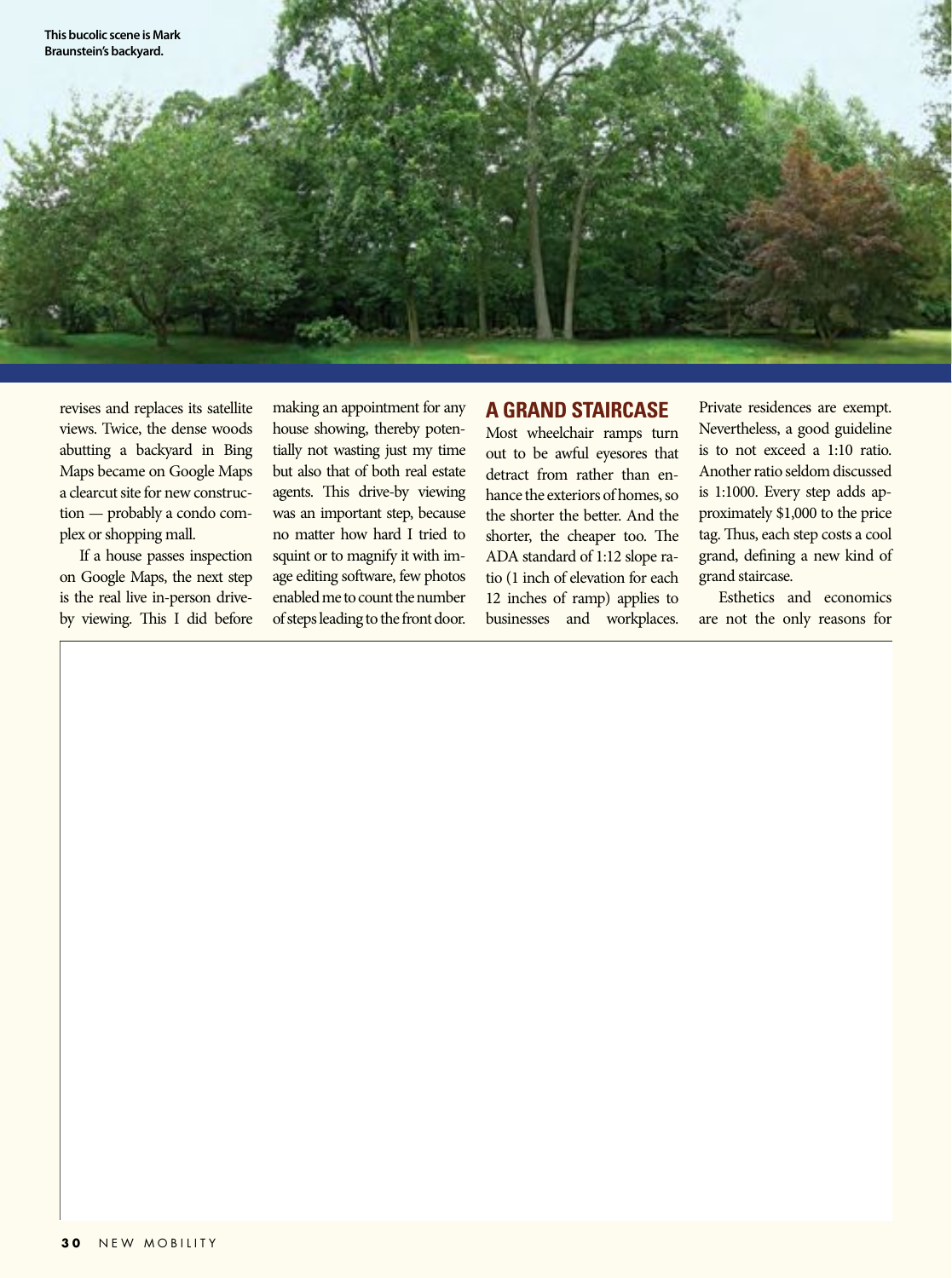This bucolic scene is Mark Braunstein's backyard.

revises and replaces its satellite views. Twice, the dense woods abutting a backyard in Bing Maps became on Google Maps a clearcut site for new construction — probably a condo complex or shopping mall.

If a house passes inspection on Google Maps, the next step is the real live in-person drive-by viewing. This I did before making an appointment for any house showing, thereby potentially not wasting just my time but also that of both real estate agents. This drive-by viewing was an important step, because no matter how hard I tried to squint or to magnify it with image editing software, few photos enabled me to count the number of steps leading to the front door.

## A GRAND STAIRCASE

Most wheelchair ramps turn out to be awful eyesores that detract from rather than enhance the exteriors of homes, so the shorter the better. And the shorter, the cheaper too. The ADA standard of 1:12 slope ratio (1 inch of elevation for each 12 inches of ramp) applies to businesses and workplaces. Private residences are exempt. Nevertheless, a good guideline is to not exceed a 1:10 ratio. Another ratio seldom discussed is 1:1000. Every step adds approximately $1,000 to the price tag. Thus, each step costs a cool grand, defining a new kind of grand staircase.

Esthetics and economics are not the only reasons for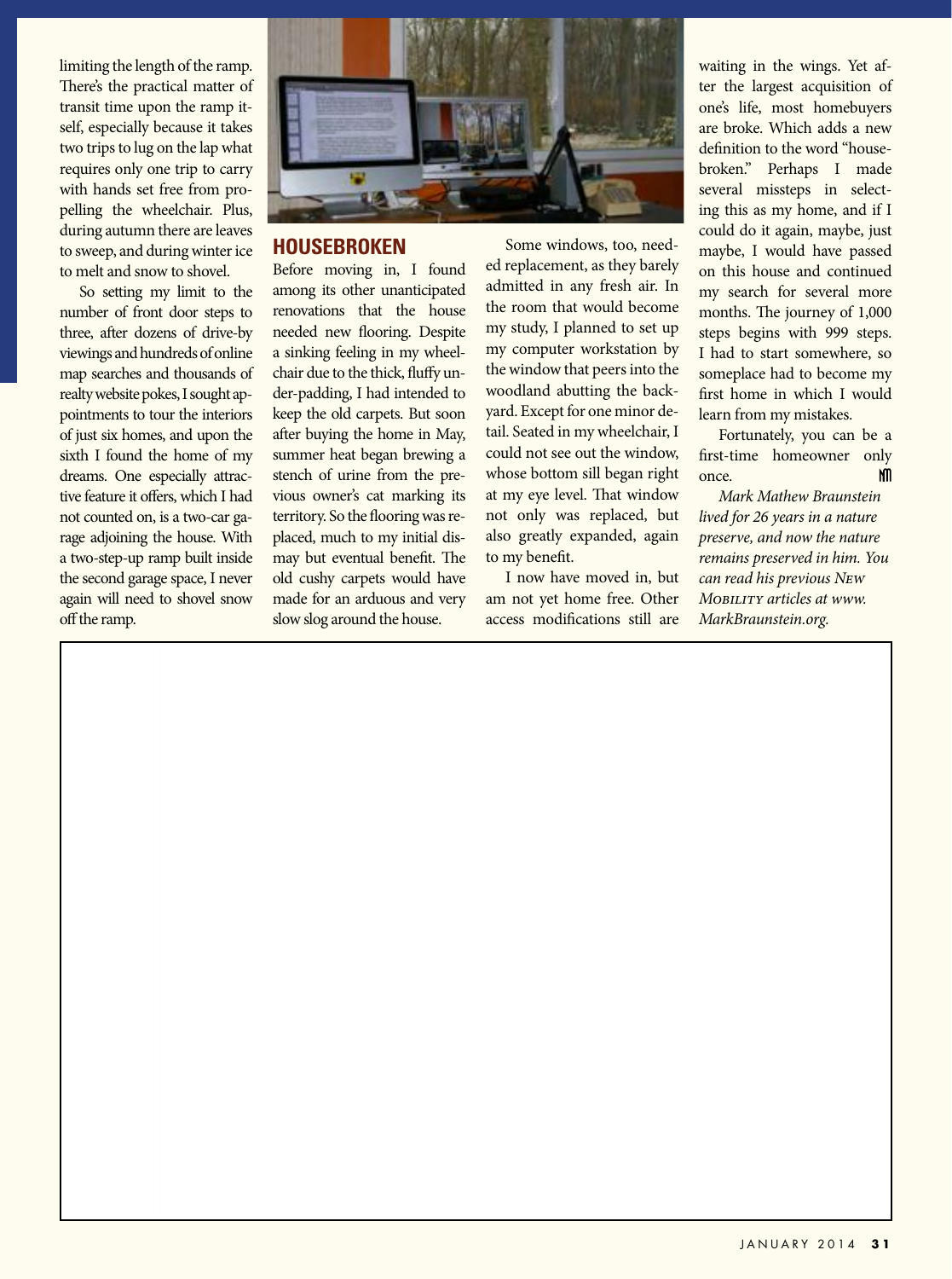limiting the length of the ramp. There's the practical matter of transit time upon the ramp itself, especially because it takes two trips to lug on the lap what requires only one trip to carry with hands set free from propelling the wheelchair. Plus, during autumn there are leaves to sweep, and during winter ice to melt and snow to shovel.

So setting my limit to the number of front door steps to three, after dozens of drive-by viewings and hundreds of online map searches and thousands of realty website pokes, I sought appointments to tour the interiors of just six homes, and upon the sixth I found the home of my dreams. One especially attractive feature it offers, which I had not counted on, is a two-car garage adjoining the house. With a two-step-up ramp built inside the second garage space, I never again will need to shovel snow off the ramp.

## HOUSEBROKEN

Before moving in, I found among its other unanticipated renovations that the house needed new flooring. Despite a sinking feeling in my wheelchair due to the thick, fluffy under-padding, I had intended to keep the old carpets. But soon after buying the home in May, summer heat began brewing a stench of urine from the previous owner's cat marking its territory. So the flooring was replaced, much to my initial dismay but eventual benefit. The old cushy carpets would have made for an arduous and very slow slog around the house.

Some windows, too, needed replacement, as they barely admitted in any fresh air. In the room that would become my study, I planned to set up my computer workstation by the window that peers into the woodland abutting the backyard. Except for one minor detail. Seated in my wheelchair, I could not see out the window, whose bottom sill began right at my eye level. That window not only was replaced, but also greatly expanded, again to my benefit.

I now have moved in, but am not yet home free. Other access modifications still are waiting in the wings. Yet after the largest acquisition of one's life, most homebuyers are broke. Which adds a new definition to the word "housebroken." Perhaps I made several missteps in selecting this as my home, and if I could do it again, maybe, just maybe, I would have passed on this house and continued my search for several more months. The journey of 1,000 steps begins with 999 steps. I had to start somewhere, so someplace had to become my first home in which I would learn from my mistakes.

Fortunately, you can be a first-time homeowner only once.

*Mark Mathew Braunstein lived for 26 years in a nature preserve, and now the nature remains preserved in him. You can read his previous New Mobility articles at www.MarkBraunstein.org.*